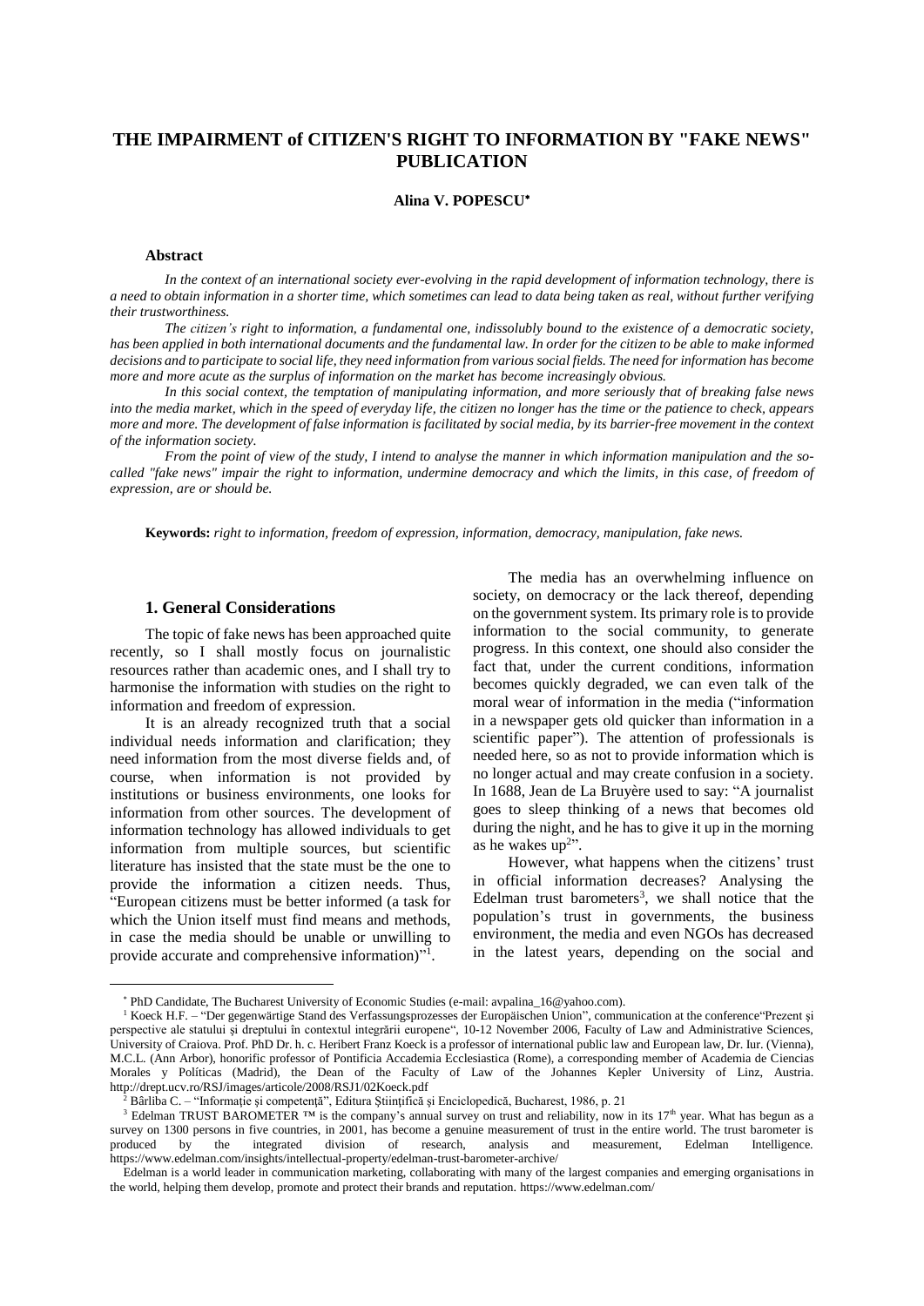# THE IMPAIRMENT of CITIZEN'S RIGHT TO INFORMATION BY "FAKE NEWS" PUBLICATION

**Alina V. POPESCU***

### Abstract

*In the context of an international society ever-evolving in the rapid development of information technology, there is a need to obtain information in a shorter time, which sometimes can lead to data being taken as real, without further verifying their trustworthiness.*

*The citizen's right to information, a fundamental one, indissolubly bound to the existence of a democratic society, has been applied in both international documents and the fundamental law. In order for the citizen to be able to make informed decisions and to participate to social life, they need information from various social fields. The need for information has become more and more acute as the surplus of information on the market has become increasingly obvious.*

*In this social context, the temptation of manipulating information, and more seriously that of breaking false news into the media market, which in the speed of everyday life, the citizen no longer has the time or the patience to check, appears more and more. The development of false information is facilitated by social media, by its barrier-free movement in the context of the information society.*

*From the point of view of the study, I intend to analyse the manner in which information manipulation and the so-called "fake news" impair the right to information, undermine democracy and which the limits, in this case, of freedom of expression, are or should be.*

**Keywords:** *right to information, freedom of expression, information, democracy, manipulation, fake news.*

## 1. General Considerations

The topic of fake news has been approached quite recently, so I shall mostly focus on journalistic resources rather than academic ones, and I shall try to harmonise the information with studies on the right to information and freedom of expression.

It is an already recognized truth that a social individual needs information and clarification; they need information from the most diverse fields and, of course, when information is not provided by institutions or business environments, one looks for information from other sources. The development of information technology has allowed individuals to get information from multiple sources, but scientific literature has insisted that the state must be the one to provide the information a citizen needs. Thus, "European citizens must be better informed (a task for which the Union itself must find means and methods, in case the media should be unable or unwilling to provide accurate and comprehensive information)"[1].

The media has an overwhelming influence on society, on democracy or the lack thereof, depending on the government system. Its primary role is to provide information to the social community, to generate progress. In this context, one should also consider the fact that, under the current conditions, information becomes quickly degraded, we can even talk of the moral wear of information in the media ("information in a newspaper gets old quicker than information in a scientific paper"). The attention of professionals is needed here, so as not to provide information which is no longer actual and may create confusion in a society. In 1688, Jean de La Bruyère used to say: "A journalist goes to sleep thinking of a news that becomes old during the night, and he has to give it up in the morning as he wakes up[2]".

However, what happens when the citizens' trust in official information decreases? Analysing the Edelman trust barometers[3], we shall notice that the population's trust in governments, the business environment, the media and even NGOs has decreased in the latest years, depending on the social and

---

* PhD Candidate, The Bucharest University of Economic Studies (e-mail: avpalina_16@yahoo.com).

[1] Koeck H.F. – "Der gegenwärtige Stand des Verfassungsprozesses der Europäischen Union", communication at the conference "Prezent şi perspective ale statului şi dreptului în contextul integrării europene", 10-12 November 2006, Faculty of Law and Administrative Sciences, University of Craiova. Prof. PhD Dr. h. c. Heribert Franz Koeck is a professor of international public law and European law, Dr. Iur. (Vienna), M.C.L. (Ann Arbor), honorific professor of Pontificia Accademia Ecclesiastica (Rome), a corresponding member of Academia de Ciencias Morales y Políticas (Madrid), the Dean of the Faculty of Law of the Johannes Kepler University of Linz, Austria. http://drept.ucv.ro/RSJ/images/articole/2008/RSJ1/02Koeck.pdf

[2] Bârliba C. – "Informaţie şi competenţă", Editura Ştiinţifică şi Enciclopedică, Bucharest, 1986, p. 21

[3] Edelman TRUST BAROMETER ™ is the company's annual survey on trust and reliability, now in its 17th year. What has begun as a survey on 1300 persons in five countries, in 2001, has become a genuine measurement of trust in the entire world. The trust barometer is produced by the integrated division of research, analysis and measurement, Edelman Intelligence. https://www.edelman.com/insights/intellectual-property/edelman-trust-barometer-archive/

Edelman is a world leader in communication marketing, collaborating with many of the largest companies and emerging organisations in the world, helping them develop, promote and protect their brands and reputation. https://www.edelman.com/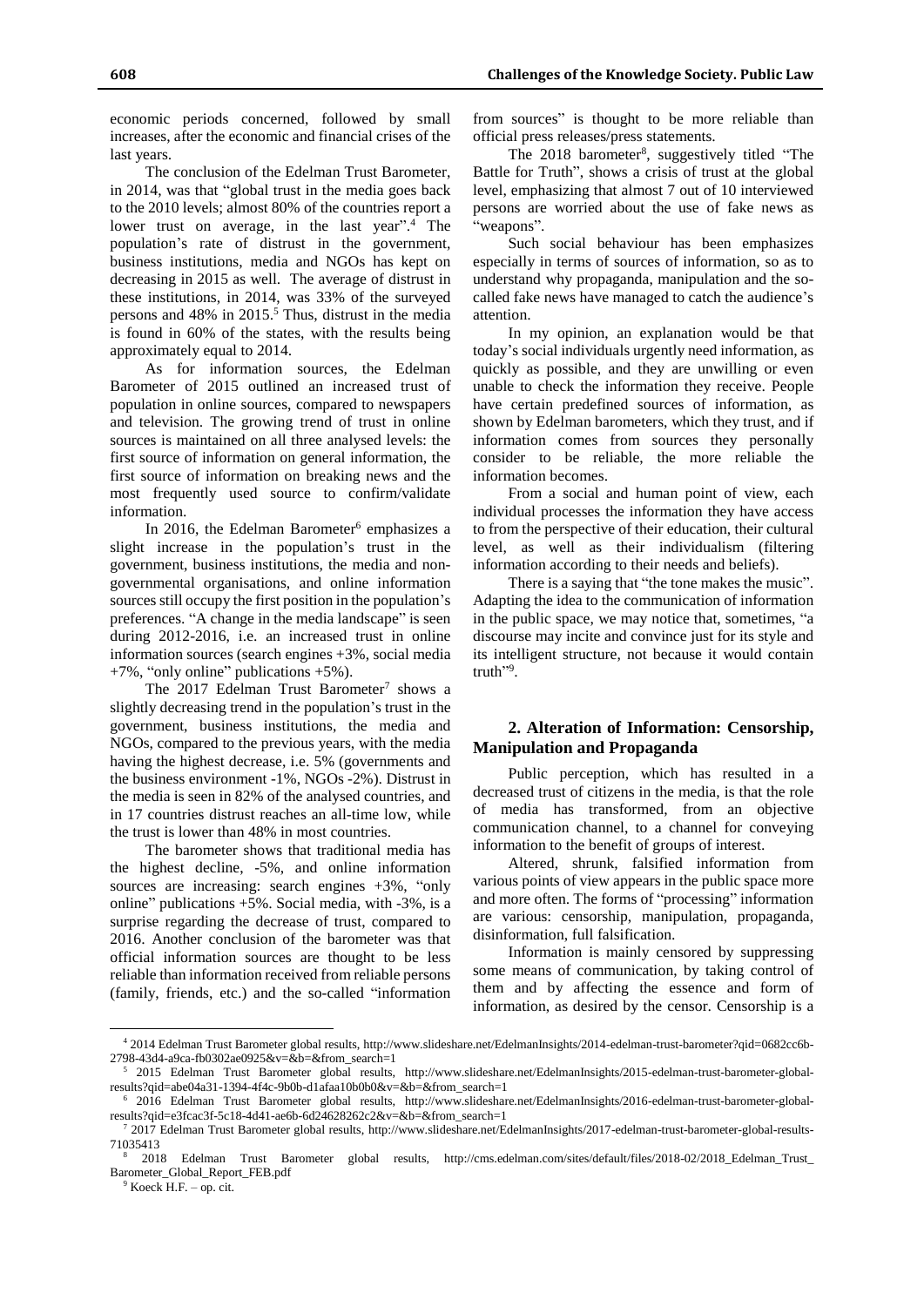economic periods concerned, followed by small increases, after the economic and financial crises of the last years.

The conclusion of the Edelman Trust Barometer, in 2014, was that "global trust in the media goes back to the 2010 levels; almost 80% of the countries report a lower trust on average, in the last year".[4] The population's rate of distrust in the government, business institutions, media and NGOs has kept on decreasing in 2015 as well. The average of distrust in these institutions, in 2014, was 33% of the surveyed persons and 48% in 2015.[5] Thus, distrust in the media is found in 60% of the states, with the results being approximately equal to 2014.

As for information sources, the Edelman Barometer of 2015 outlined an increased trust of population in online sources, compared to newspapers and television. The growing trend of trust in online sources is maintained on all three analysed levels: the first source of information on general information, the first source of information on breaking news and the most frequently used source to confirm/validate information.

In 2016, the Edelman Barometer[6] emphasizes a slight increase in the population's trust in the government, business institutions, the media and non-governmental organisations, and online information sources still occupy the first position in the population's preferences. "A change in the media landscape" is seen during 2012-2016, i.e. an increased trust in online information sources (search engines +3%, social media +7%, "only online" publications +5%).

The 2017 Edelman Trust Barometer[7] shows a slightly decreasing trend in the population's trust in the government, business institutions, the media and NGOs, compared to the previous years, with the media having the highest decrease, i.e. 5% (governments and the business environment -1%, NGOs -2%). Distrust in the media is seen in 82% of the analysed countries, and in 17 countries distrust reaches an all-time low, while the trust is lower than 48% in most countries.

The barometer shows that traditional media has the highest decline, -5%, and online information sources are increasing: search engines +3%, "only online" publications +5%. Social media, with -3%, is a surprise regarding the decrease of trust, compared to 2016. Another conclusion of the barometer was that official information sources are thought to be less reliable than information received from reliable persons (family, friends, etc.) and the so-called "information from sources" is thought to be more reliable than official press releases/press statements.

The 2018 barometer[8], suggestively titled "The Battle for Truth", shows a crisis of trust at the global level, emphasizing that almost 7 out of 10 interviewed persons are worried about the use of fake news as "weapons".

Such social behaviour has been emphasizes especially in terms of sources of information, so as to understand why propaganda, manipulation and the so-called fake news have managed to catch the audience's attention.

In my opinion, an explanation would be that today's social individuals urgently need information, as quickly as possible, and they are unwilling or even unable to check the information they receive. People have certain predefined sources of information, as shown by Edelman barometers, which they trust, and if information comes from sources they personally consider to be reliable, the more reliable the information becomes.

From a social and human point of view, each individual processes the information they have access to from the perspective of their education, their cultural level, as well as their individualism (filtering information according to their needs and beliefs).

There is a saying that "the tone makes the music". Adapting the idea to the communication of information in the public space, we may notice that, sometimes, "a discourse may incite and convince just for its style and its intelligent structure, not because it would contain truth"[9].

## 2. Alteration of Information: Censorship, Manipulation and Propaganda

Public perception, which has resulted in a decreased trust of citizens in the media, is that the role of media has transformed, from an objective communication channel, to a channel for conveying information to the benefit of groups of interest.

Altered, shrunk, falsified information from various points of view appears in the public space more and more often. The forms of "processing" information are various: censorship, manipulation, propaganda, disinformation, full falsification.

Information is mainly censored by suppressing some means of communication, by taking control of them and by affecting the essence and form of information, as desired by the censor. Censorship is a

---

[4] 2014 Edelman Trust Barometer global results, http://www.slideshare.net/EdelmanInsights/2014-edelman-trust-barometer?qid=0682cc6b-2798-43d4-a9ca-fb0302ae0925&v=&b=&from_search=1

[5] 2015 Edelman Trust Barometer global results, http://www.slideshare.net/EdelmanInsights/2015-edelman-trust-barometer-global-results?qid=abe04a31-1394-4f4c-9b0b-d1afaa10b0b0&v=&b=&from_search=1

[6] 2016 Edelman Trust Barometer global results, http://www.slideshare.net/EdelmanInsights/2016-edelman-trust-barometer-global-results?qid=e3fcac3f-5c18-4d41-ae6b-6d24628262c2&v=&b=&from_search=1

[7] 2017 Edelman Trust Barometer global results, http://www.slideshare.net/EdelmanInsights/2017-edelman-trust-barometer-global-results-71035413

[8] 2018 Edelman Trust Barometer global results, http://cms.edelman.com/sites/default/files/2018-02/2018_Edelman_Trust_Barometer_Global_Report_FEB.pdf

[9] Koeck H.F. – op. cit.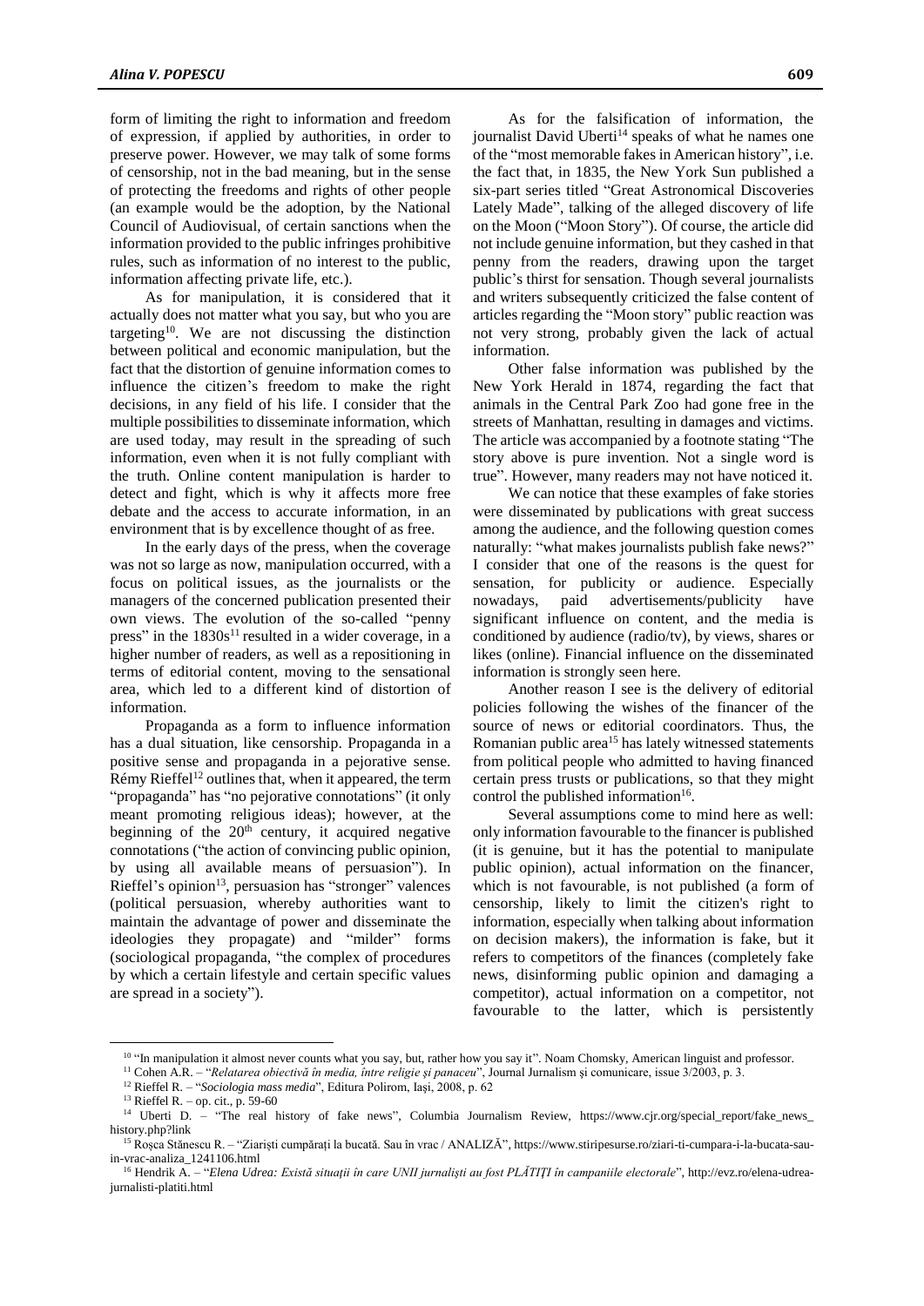form of limiting the right to information and freedom of expression, if applied by authorities, in order to preserve power. However, we may talk of some forms of censorship, not in the bad meaning, but in the sense of protecting the freedoms and rights of other people (an example would be the adoption, by the National Council of Audiovisual, of certain sanctions when the information provided to the public infringes prohibitive rules, such as information of no interest to the public, information affecting private life, etc.).

As for manipulation, it is considered that it actually does not matter what you say, but who you are targeting[10]. We are not discussing the distinction between political and economic manipulation, but the fact that the distortion of genuine information comes to influence the citizen's freedom to make the right decisions, in any field of his life. I consider that the multiple possibilities to disseminate information, which are used today, may result in the spreading of such information, even when it is not fully compliant with the truth. Online content manipulation is harder to detect and fight, which is why it affects more free debate and the access to accurate information, in an environment that is by excellence thought of as free.

In the early days of the press, when the coverage was not so large as now, manipulation occurred, with a focus on political issues, as the journalists or the managers of the concerned publication presented their own views. The evolution of the so-called "penny press" in the 1830s[11] resulted in a wider coverage, in a higher number of readers, as well as a repositioning in terms of editorial content, moving to the sensational area, which led to a different kind of distortion of information.

Propaganda as a form to influence information has a dual situation, like censorship. Propaganda in a positive sense and propaganda in a pejorative sense. Rémy Rieffel[12] outlines that, when it appeared, the term "propaganda" has "no pejorative connotations" (it only meant promoting religious ideas); however, at the beginning of the 20th century, it acquired negative connotations ("the action of convincing public opinion, by using all available means of persuasion"). In Rieffel's opinion[13], persuasion has "stronger" valences (political persuasion, whereby authorities want to maintain the advantage of power and disseminate the ideologies they propagate) and "milder" forms (sociological propaganda, "the complex of procedures by which a certain lifestyle and certain specific values are spread in a society").

As for the falsification of information, the journalist David Uberti[14] speaks of what he names one of the "most memorable fakes in American history", i.e. the fact that, in 1835, the New York Sun published a six-part series titled "Great Astronomical Discoveries Lately Made", talking of the alleged discovery of life on the Moon ("Moon Story"). Of course, the article did not include genuine information, but they cashed in that penny from the readers, drawing upon the target public's thirst for sensation. Though several journalists and writers subsequently criticized the false content of articles regarding the "Moon story" public reaction was not very strong, probably given the lack of actual information.

Other false information was published by the New York Herald in 1874, regarding the fact that animals in the Central Park Zoo had gone free in the streets of Manhattan, resulting in damages and victims. The article was accompanied by a footnote stating "The story above is pure invention. Not a single word is true". However, many readers may not have noticed it.

We can notice that these examples of fake stories were disseminated by publications with great success among the audience, and the following question comes naturally: "what makes journalists publish fake news?" I consider that one of the reasons is the quest for sensation, for publicity or audience. Especially nowadays, paid advertisements/publicity have significant influence on content, and the media is conditioned by audience (radio/tv), by views, shares or likes (online). Financial influence on the disseminated information is strongly seen here.

Another reason I see is the delivery of editorial policies following the wishes of the financer of the source of news or editorial coordinators. Thus, the Romanian public area[15] has lately witnessed statements from political people who admitted to having financed certain press trusts or publications, so that they might control the published information[16].

Several assumptions come to mind here as well: only information favourable to the financer is published (it is genuine, but it has the potential to manipulate public opinion), actual information on the financer, which is not favourable, is not published (a form of censorship, likely to limit the citizen's right to information, especially when talking about information on decision makers), the information is fake, but it refers to competitors of the finances (completely fake news, disinforming public opinion and damaging a competitor), actual information on a competitor, not favourable to the latter, which is persistently

---

[10] "In manipulation it almost never counts what you say, but, rather how you say it". Noam Chomsky, American linguist and professor.

[11] Cohen A.R. – "*Relatarea obiectivă în media, între religie și panaceu*", Journal Jurnalism şi comunicare, issue 3/2003, p. 3.

[12] Rieffel R. – "*Sociologia mass media*", Editura Polirom, Iaşi, 2008, p. 62

[13] Rieffel R. – op. cit., p. 59-60

[14] Uberti D. – "The real history of fake news", Columbia Journalism Review, https://www.cjr.org/special_report/fake_news_history.php?link

[15] Roşca Stănescu R. – "Ziariști cumpărați la bucată. Sau în vrac / ANALIZĂ", https://www.stiripesurse.ro/ziari-ti-cumpara-i-la-bucata-sau-in-vrac-analiza_1241106.html

[16] Hendrik A. – "*Elena Udrea: Există situaţii în care UNII jurnalişti au fost PLĂTIŢI în campaniile electorale*", http://evz.ro/elena-udrea-jurnalisti-platiti.html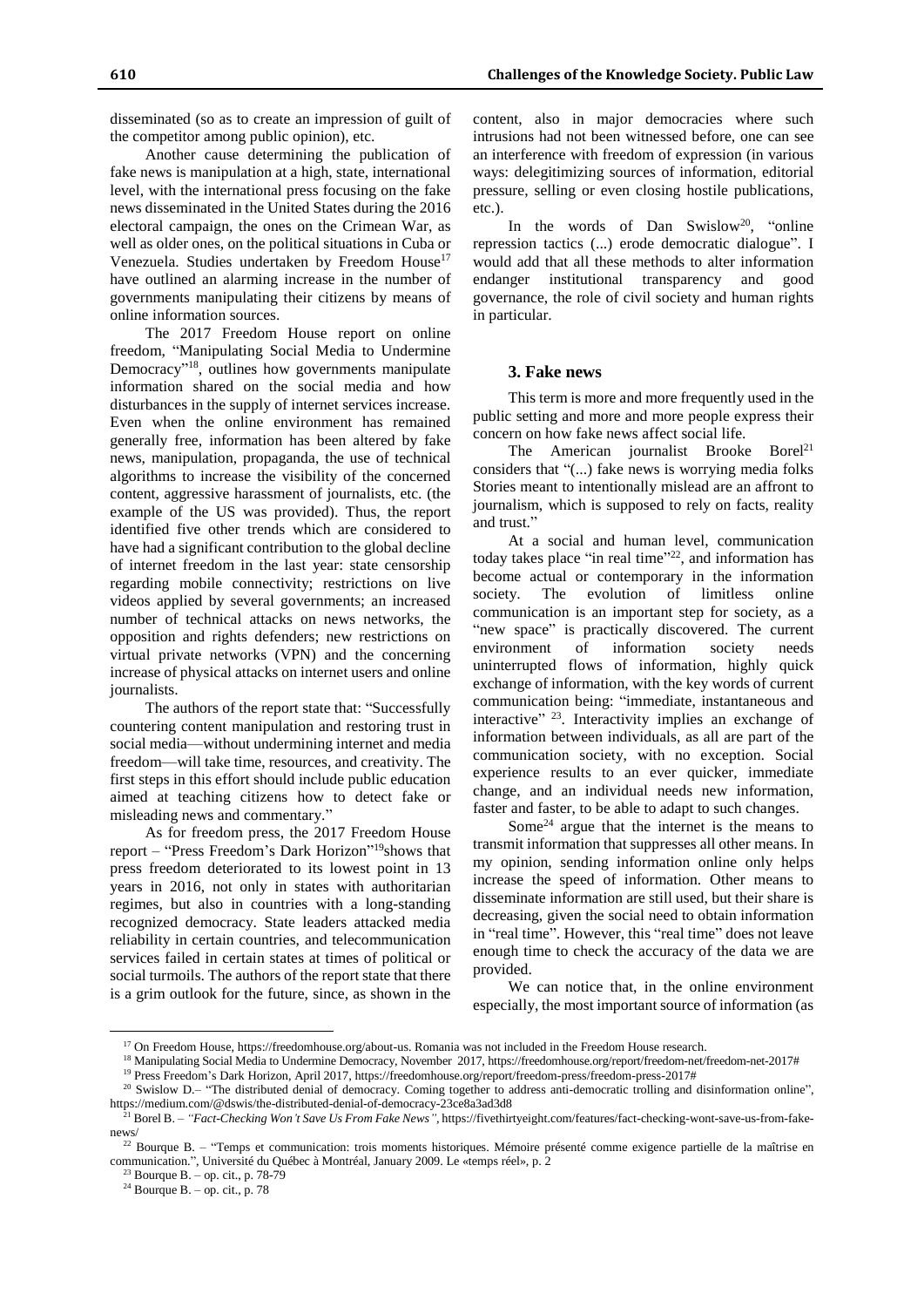disseminated (so as to create an impression of guilt of the competitor among public opinion), etc.

Another cause determining the publication of fake news is manipulation at a high, state, international level, with the international press focusing on the fake news disseminated in the United States during the 2016 electoral campaign, the ones on the Crimean War, as well as older ones, on the political situations in Cuba or Venezuela. Studies undertaken by Freedom House[17] have outlined an alarming increase in the number of governments manipulating their citizens by means of online information sources.

The 2017 Freedom House report on online freedom, "Manipulating Social Media to Undermine Democracy"[18], outlines how governments manipulate information shared on the social media and how disturbances in the supply of internet services increase. Even when the online environment has remained generally free, information has been altered by fake news, manipulation, propaganda, the use of technical algorithms to increase the visibility of the concerned content, aggressive harassment of journalists, etc. (the example of the US was provided). Thus, the report identified five other trends which are considered to have had a significant contribution to the global decline of internet freedom in the last year: state censorship regarding mobile connectivity; restrictions on live videos applied by several governments; an increased number of technical attacks on news networks, the opposition and rights defenders; new restrictions on virtual private networks (VPN) and the concerning increase of physical attacks on internet users and online journalists.

The authors of the report state that: "Successfully countering content manipulation and restoring trust in social media—without undermining internet and media freedom—will take time, resources, and creativity. The first steps in this effort should include public education aimed at teaching citizens how to detect fake or misleading news and commentary."

As for freedom press, the 2017 Freedom House report – "Press Freedom's Dark Horizon"[19]shows that press freedom deteriorated to its lowest point in 13 years in 2016, not only in states with authoritarian regimes, but also in countries with a long-standing recognized democracy. State leaders attacked media reliability in certain countries, and telecommunication services failed in certain states at times of political or social turmoils. The authors of the report state that there is a grim outlook for the future, since, as shown in the content, also in major democracies where such intrusions had not been witnessed before, one can see an interference with freedom of expression (in various ways: delegitimizing sources of information, editorial pressure, selling or even closing hostile publications, etc.).

In the words of Dan Swislow[20], "online repression tactics (...) erode democratic dialogue". I would add that all these methods to alter information endanger institutional transparency and good governance, the role of civil society and human rights in particular.

## 3. Fake news

This term is more and more frequently used in the public setting and more and more people express their concern on how fake news affect social life.

The American journalist Brooke Borel[21] considers that "(...) fake news is worrying media folks Stories meant to intentionally mislead are an affront to journalism, which is supposed to rely on facts, reality and trust."

At a social and human level, communication today takes place "in real time"[22], and information has become actual or contemporary in the information society. The evolution of limitless online communication is an important step for society, as a "new space" is practically discovered. The current environment of information society needs uninterrupted flows of information, highly quick exchange of information, with the key words of current communication being: "immediate, instantaneous and interactive" [23]. Interactivity implies an exchange of information between individuals, as all are part of the communication society, with no exception. Social experience results to an ever quicker, immediate change, and an individual needs new information, faster and faster, to be able to adapt to such changes.

Some[24] argue that the internet is the means to transmit information that suppresses all other means. In my opinion, sending information online only helps increase the speed of information. Other means to disseminate information are still used, but their share is decreasing, given the social need to obtain information in "real time". However, this "real time" does not leave enough time to check the accuracy of the data we are provided.

We can notice that, in the online environment especially, the most important source of information (as

---

[17] On Freedom House, https://freedomhouse.org/about-us. Romania was not included in the Freedom House research.

[18] Manipulating Social Media to Undermine Democracy, November 2017, https://freedomhouse.org/report/freedom-net/freedom-net-2017#

[19] Press Freedom's Dark Horizon, April 2017, https://freedomhouse.org/report/freedom-press/freedom-press-2017#

[20] Swislow D.– "The distributed denial of democracy. Coming together to address anti-democratic trolling and disinformation online", https://medium.com/@dswis/the-distributed-denial-of-democracy-23ce8a3ad3d8

[21] Borel B. – *"Fact-Checking Won't Save Us From Fake News"*, https://fivethirtyeight.com/features/fact-checking-wont-save-us-from-fake-news/

[22] Bourque B. – "Temps et communication: trois moments historiques. Mémoire présenté comme exigence partielle de la maîtrise en communication.", Université du Québec à Montréal, January 2009. Le «temps réel», p. 2

[23] Bourque B. – op. cit., p. 78-79

[24] Bourque B. – op. cit., p. 78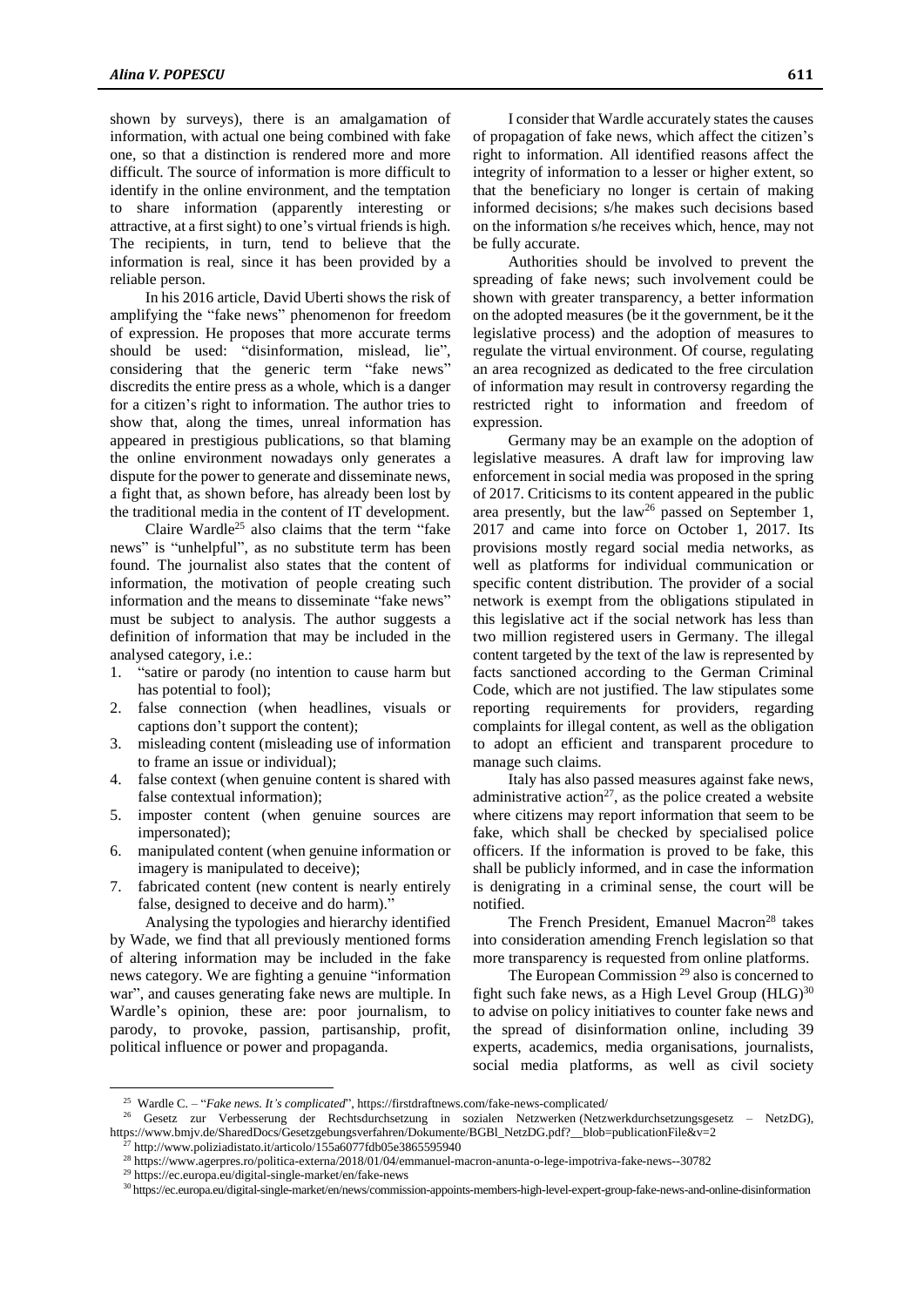shown by surveys), there is an amalgamation of information, with actual one being combined with fake one, so that a distinction is rendered more and more difficult. The source of information is more difficult to identify in the online environment, and the temptation to share information (apparently interesting or attractive, at a first sight) to one's virtual friends is high. The recipients, in turn, tend to believe that the information is real, since it has been provided by a reliable person.

In his 2016 article, David Uberti shows the risk of amplifying the "fake news" phenomenon for freedom of expression. He proposes that more accurate terms should be used: "disinformation, mislead, lie", considering that the generic term "fake news" discredits the entire press as a whole, which is a danger for a citizen's right to information. The author tries to show that, along the times, unreal information has appeared in prestigious publications, so that blaming the online environment nowadays only generates a dispute for the power to generate and disseminate news, a fight that, as shown before, has already been lost by the traditional media in the content of IT development.

Claire Wardle[25] also claims that the term "fake news" is "unhelpful", as no substitute term has been found. The journalist also states that the content of information, the motivation of people creating such information and the means to disseminate "fake news" must be subject to analysis. The author suggests a definition of information that may be included in the analysed category, i.e.:

1. "satire or parody (no intention to cause harm but has potential to fool);
2. false connection (when headlines, visuals or captions don't support the content);
3. misleading content (misleading use of information to frame an issue or individual);
4. false context (when genuine content is shared with false contextual information);
5. imposter content (when genuine sources are impersonated);
6. manipulated content (when genuine information or imagery is manipulated to deceive);
7. fabricated content (new content is nearly entirely false, designed to deceive and do harm)."

Analysing the typologies and hierarchy identified by Wade, we find that all previously mentioned forms of altering information may be included in the fake news category. We are fighting a genuine "information war", and causes generating fake news are multiple. In Wardle's opinion, these are: poor journalism, to parody, to provoke, passion, partisanship, profit, political influence or power and propaganda.

I consider that Wardle accurately states the causes of propagation of fake news, which affect the citizen's right to information. All identified reasons affect the integrity of information to a lesser or higher extent, so that the beneficiary no longer is certain of making informed decisions; s/he makes such decisions based on the information s/he receives which, hence, may not be fully accurate.

Authorities should be involved to prevent the spreading of fake news; such involvement could be shown with greater transparency, a better information on the adopted measures (be it the government, be it the legislative process) and the adoption of measures to regulate the virtual environment. Of course, regulating an area recognized as dedicated to the free circulation of information may result in controversy regarding the restricted right to information and freedom of expression.

Germany may be an example on the adoption of legislative measures. A draft law for improving law enforcement in social media was proposed in the spring of 2017. Criticisms to its content appeared in the public area presently, but the law[26] passed on September 1, 2017 and came into force on October 1, 2017. Its provisions mostly regard social media networks, as well as platforms for individual communication or specific content distribution. The provider of a social network is exempt from the obligations stipulated in this legislative act if the social network has less than two million registered users in Germany. The illegal content targeted by the text of the law is represented by facts sanctioned according to the German Criminal Code, which are not justified. The law stipulates some reporting requirements for providers, regarding complaints for illegal content, as well as the obligation to adopt an efficient and transparent procedure to manage such claims.

Italy has also passed measures against fake news, administrative action[27], as the police created a website where citizens may report information that seem to be fake, which shall be checked by specialised police officers. If the information is proved to be fake, this shall be publicly informed, and in case the information is denigrating in a criminal sense, the court will be notified.

The French President, Emanuel Macron[28] takes into consideration amending French legislation so that more transparency is requested from online platforms.

The European Commission [29] also is concerned to fight such fake news, as a High Level Group (HLG)[30] to advise on policy initiatives to counter fake news and the spread of disinformation online, including 39 experts, academics, media organisations, journalists, social media platforms, as well as civil society

[25] Wardle C. – "*Fake news. It's complicated*", https://firstdraftnews.com/fake-news-complicated/

[26] Gesetz zur Verbesserung der Rechtsdurchsetzung in sozialen Netzwerken (Netzwerkdurchsetzungsgesetz – NetzDG), https://www.bmjv.de/SharedDocs/Gesetzgebungsverfahren/Dokumente/BGBl_NetzDG.pdf?__blob=publicationFile&v=2

[27] http://www.poliziadistato.it/articolo/155a6077fdb05e3865595940

[28] https://www.agerpres.ro/politica-externa/2018/01/04/emmanuel-macron-anunta-o-lege-impotriva-fake-news--30782

[29] https://ec.europa.eu/digital-single-market/en/fake-news

[30] https://ec.europa.eu/digital-single-market/en/news/commission-appoints-members-high-level-expert-group-fake-news-and-online-disinformation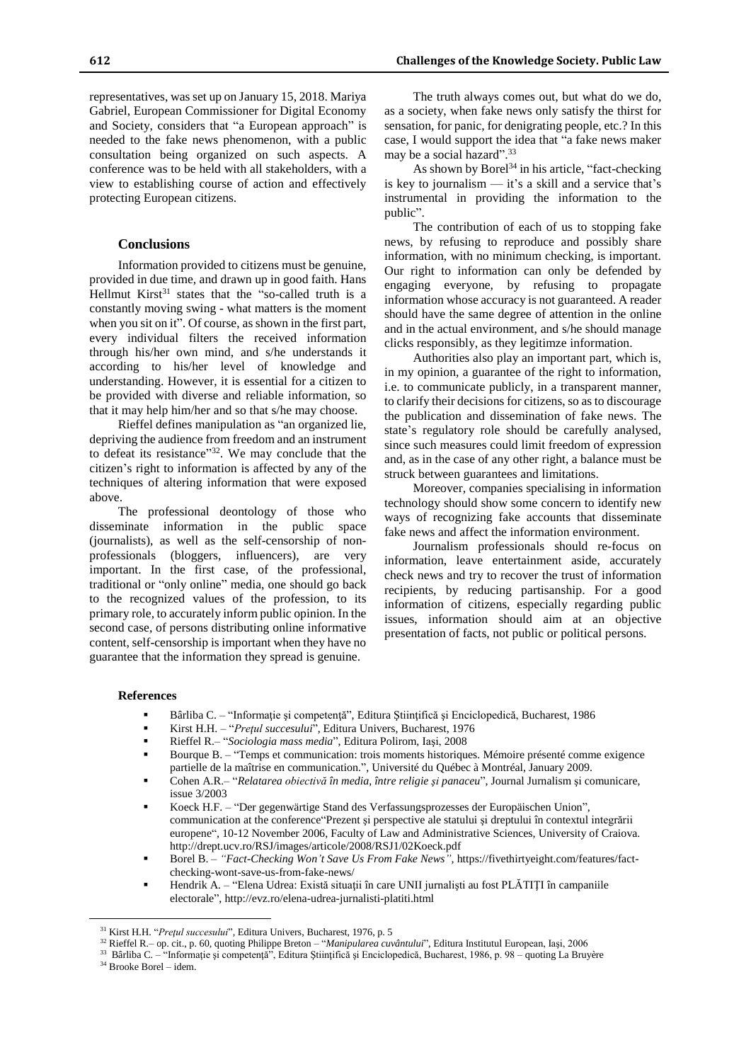representatives, was set up on January 15, 2018. Mariya Gabriel, European Commissioner for Digital Economy and Society, considers that "a European approach" is needed to the fake news phenomenon, with a public consultation being organized on such aspects. A conference was to be held with all stakeholders, with a view to establishing course of action and effectively protecting European citizens.

## Conclusions

Information provided to citizens must be genuine, provided in due time, and drawn up in good faith. Hans Hellmut Kirst[31] states that the "so-called truth is a constantly moving swing - what matters is the moment when you sit on it". Of course, as shown in the first part, every individual filters the received information through his/her own mind, and s/he understands it according to his/her level of knowledge and understanding. However, it is essential for a citizen to be provided with diverse and reliable information, so that it may help him/her and so that s/he may choose.

Rieffel defines manipulation as "an organized lie, depriving the audience from freedom and an instrument to defeat its resistance"[32]. We may conclude that the citizen's right to information is affected by any of the techniques of altering information that were exposed above.

The professional deontology of those who disseminate information in the public space (journalists), as well as the self-censorship of non-professionals (bloggers, influencers), are very important. In the first case, of the professional, traditional or "only online" media, one should go back to the recognized values of the profession, to its primary role, to accurately inform public opinion. In the second case, of persons distributing online informative content, self-censorship is important when they have no guarantee that the information they spread is genuine.

The truth always comes out, but what do we do, as a society, when fake news only satisfy the thirst for sensation, for panic, for denigrating people, etc.? In this case, I would support the idea that "a fake news maker may be a social hazard".[33]

As shown by Borel[34] in his article, "fact-checking is key to journalism — it's a skill and a service that's instrumental in providing the information to the public".

The contribution of each of us to stopping fake news, by refusing to reproduce and possibly share information, with no minimum checking, is important. Our right to information can only be defended by engaging everyone, by refusing to propagate information whose accuracy is not guaranteed. A reader should have the same degree of attention in the online and in the actual environment, and s/he should manage clicks responsibly, as they legitimze information.

Authorities also play an important part, which is, in my opinion, a guarantee of the right to information, i.e. to communicate publicly, in a transparent manner, to clarify their decisions for citizens, so as to discourage the publication and dissemination of fake news. The state's regulatory role should be carefully analysed, since such measures could limit freedom of expression and, as in the case of any other right, a balance must be struck between guarantees and limitations.

Moreover, companies specialising in information technology should show some concern to identify new ways of recognizing fake accounts that disseminate fake news and affect the information environment.

Journalism professionals should re-focus on information, leave entertainment aside, accurately check news and try to recover the trust of information recipients, by reducing partisanship. For a good information of citizens, especially regarding public issues, information should aim at an objective presentation of facts, not public or political persons.

### References

- Bârliba C. – "Informaţie şi competenţă", Editura Ştiinţifică şi Enciclopedică, Bucharest, 1986
- Kirst H.H. – "*Preţul succesului*", Editura Univers, Bucharest, 1976
- Rieffel R.– "*Sociologia mass media*", Editura Polirom, Iaşi, 2008
- Bourque B. – "Temps et communication: trois moments historiques. Mémoire présenté comme exigence partielle de la maîtrise en communication.", Université du Québec à Montréal, January 2009.
- Cohen A.R.– "*Relatarea obiectivă în media, între religie şi panaceu*", Journal Jurnalism şi comunicare, issue 3/2003
- Koeck H.F. – "Der gegenwärtige Stand des Verfassungsprozesses der Europäischen Union", communication at the conference"Prezent şi perspective ale statului şi dreptului în contextul integrării europene", 10-12 November 2006, Faculty of Law and Administrative Sciences, University of Craiova. http://drept.ucv.ro/RSJ/images/articole/2008/RSJ1/02Koeck.pdf
- Borel B. – *"Fact-Checking Won't Save Us From Fake News"*, https://fivethirtyeight.com/features/fact-checking-wont-save-us-from-fake-news/
- Hendrik A. – "Elena Udrea: Există situaţii în care UNII jurnalişti au fost PLĂTIŢI în campaniile electorale", http://evz.ro/elena-udrea-jurnalisti-platiti.html

---

[31] Kirst H.H. "*Preţul succesului*", Editura Univers, Bucharest, 1976, p. 5

[32] Rieffel R.– op. cit., p. 60, quoting Philippe Breton – "*Manipularea cuvântului*", Editura Institutul European, Iaşi, 2006

[33] Bârliba C. – "Informaţie şi competenţă", Editura Ştiinţifică şi Enciclopedică, Bucharest, 1986, p. 98 – quoting La Bruyère

[34] Brooke Borel – idem.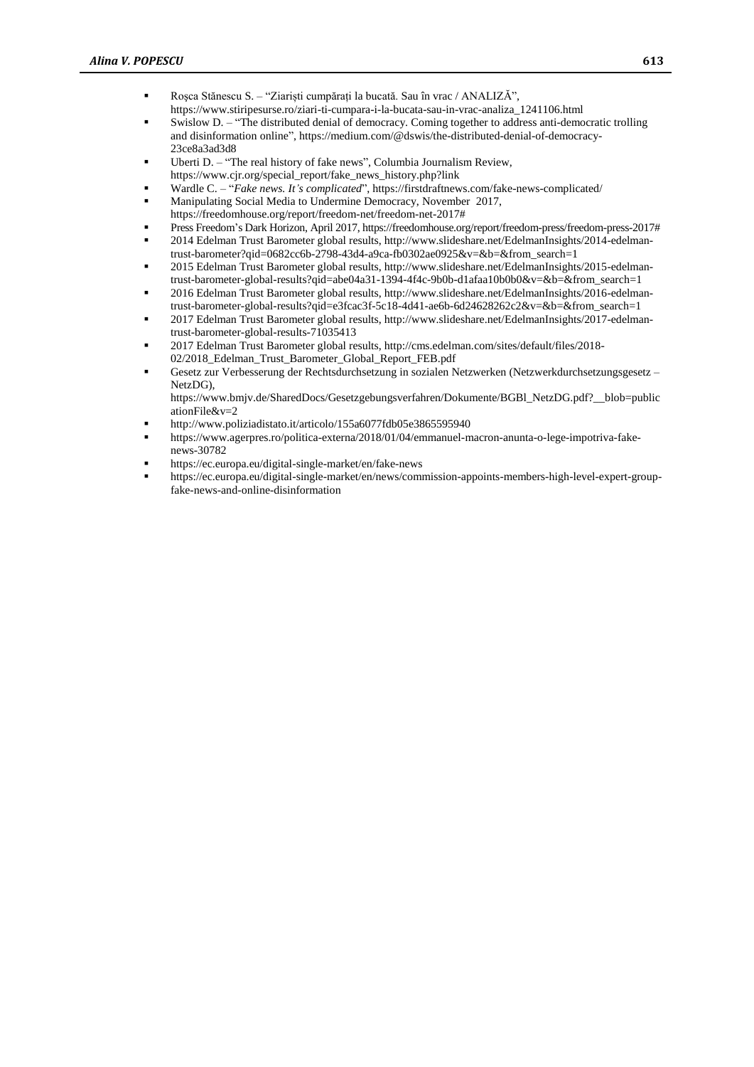- Roşca Stănescu S. – "Ziarişti cumpăraţi la bucată. Sau în vrac / ANALIZĂ", https://www.stiripesurse.ro/ziari-ti-cumpara-i-la-bucata-sau-in-vrac-analiza_1241106.html
- Swislow D. – "The distributed denial of democracy. Coming together to address anti-democratic trolling and disinformation online", https://medium.com/@dswis/the-distributed-denial-of-democracy-23ce8a3ad3d8
- Uberti D. – "The real history of fake news", Columbia Journalism Review, https://www.cjr.org/special_report/fake_news_history.php?link
- Wardle C. – "*Fake news. It's complicated*", https://firstdraftnews.com/fake-news-complicated/
- Manipulating Social Media to Undermine Democracy, November 2017, https://freedomhouse.org/report/freedom-net/freedom-net-2017#
- Press Freedom's Dark Horizon, April 2017, https://freedomhouse.org/report/freedom-press/freedom-press-2017#
- 2014 Edelman Trust Barometer global results, http://www.slideshare.net/EdelmanInsights/2014-edelman-trust-barometer?qid=0682cc6b-2798-43d4-a9ca-fb0302ae0925&v=&b=&from_search=1
- 2015 Edelman Trust Barometer global results, http://www.slideshare.net/EdelmanInsights/2015-edelman-trust-barometer-global-results?qid=abe04a31-1394-4f4c-9b0b-d1afaa10b0b0&v=&b=&from_search=1
- 2016 Edelman Trust Barometer global results, http://www.slideshare.net/EdelmanInsights/2016-edelman-trust-barometer-global-results?qid=e3fcac3f-5c18-4d41-ae6b-6d24628262c2&v=&b=&from_search=1
- 2017 Edelman Trust Barometer global results, http://www.slideshare.net/EdelmanInsights/2017-edelman-trust-barometer-global-results-71035413
- 2017 Edelman Trust Barometer global results, http://cms.edelman.com/sites/default/files/2018-02/2018_Edelman_Trust_Barometer_Global_Report_FEB.pdf
- Gesetz zur Verbesserung der Rechtsdurchsetzung in sozialen Netzwerken (Netzwerkdurchsetzungsgesetz – NetzDG), https://www.bmjv.de/SharedDocs/Gesetzgebungsverfahren/Dokumente/BGBl_NetzDG.pdf?__blob=publicationFile&v=2
- http://www.poliziadistato.it/articolo/155a6077fdb05e3865595940
- https://www.agerpres.ro/politica-externa/2018/01/04/emmanuel-macron-anunta-o-lege-impotriva-fake-news-30782
- https://ec.europa.eu/digital-single-market/en/fake-news
- https://ec.europa.eu/digital-single-market/en/news/commission-appoints-members-high-level-expert-group-fake-news-and-online-disinformation